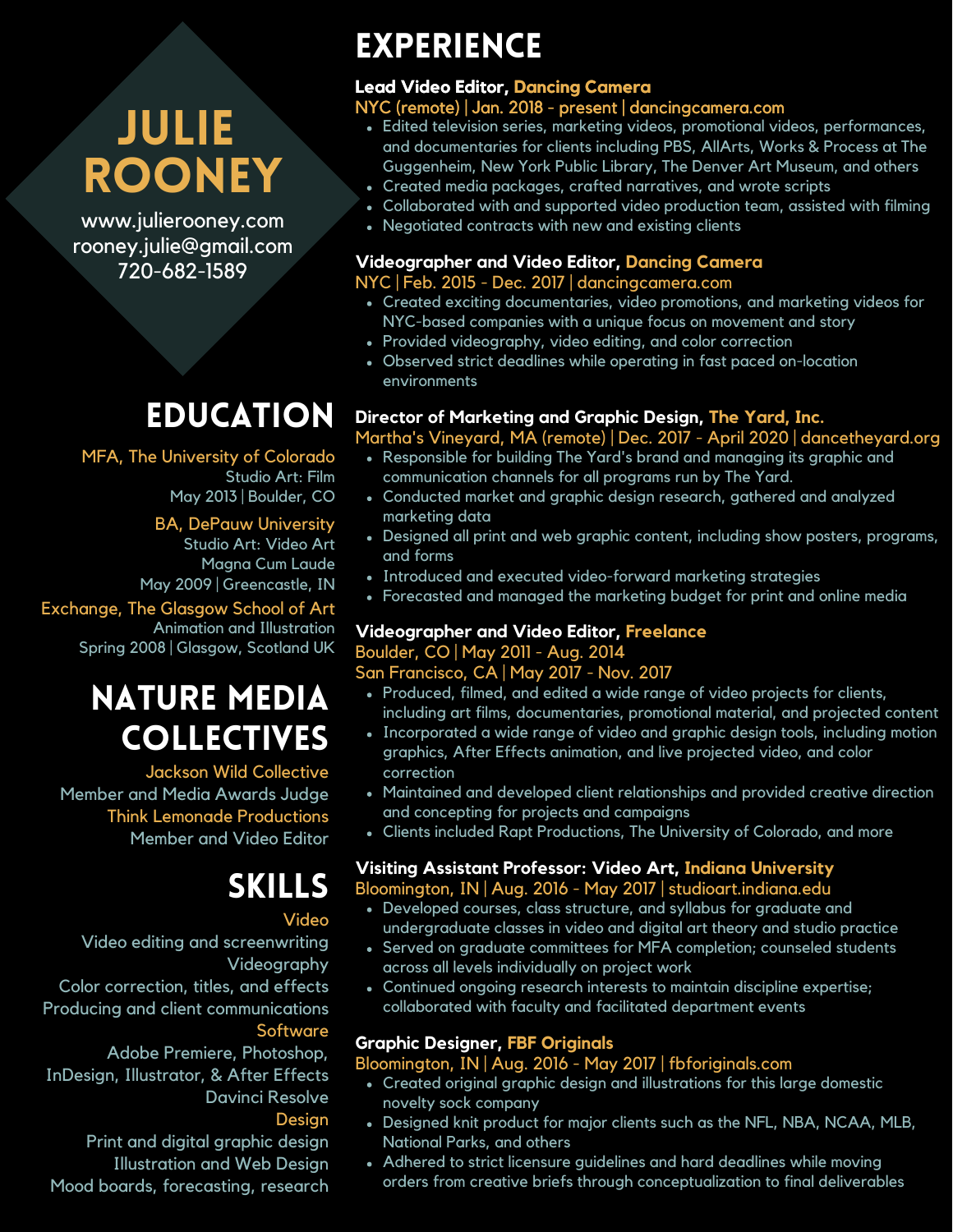# JULIE ROONEY

www.julierooney.com
rooney.julie@gmail.com
720-682-1589

## EDUCATION

**MFA, The University of Colorado**
Studio Art: Film
May 2013 | Boulder, CO

**BA, DePauw University**
Studio Art: Video Art
Magna Cum Laude
May 2009 | Greencastle, IN

**Exchange, The Glasgow School of Art**
Animation and Illustration
Spring 2008 | Glasgow, Scotland UK

## NATURE MEDIA COLLECTIVES

**Jackson Wild Collective**
Member and Media Awards Judge

**Think Lemonade Productions**
Member and Video Editor

## SKILLS

**Video**
Video editing and screenwriting
Videography
Color correction, titles, and effects
Producing and client communications

**Software**
Adobe Premiere, Photoshop, InDesign, Illustrator, & After Effects
Davinci Resolve

**Design**
Print and digital graphic design
Illustration and Web Design
Mood boards, forecasting, research

## EXPERIENCE

### Lead Video Editor, Dancing Camera
NYC (remote) | Jan. 2018 - present | dancingcamera.com

- Edited television series, marketing videos, promotional videos, performances, and documentaries for clients including PBS, AllArts, Works & Process at The Guggenheim, New York Public Library, The Denver Art Museum, and others
- Created media packages, crafted narratives, and wrote scripts
- Collaborated with and supported video production team, assisted with filming
- Negotiated contracts with new and existing clients

### Videographer and Video Editor, Dancing Camera
NYC | Feb. 2015 - Dec. 2017 | dancingcamera.com

- Created exciting documentaries, video promotions, and marketing videos for NYC-based companies with a unique focus on movement and story
- Provided videography, video editing, and color correction
- Observed strict deadlines while operating in fast paced on-location environments

### Director of Marketing and Graphic Design, The Yard, Inc.
Martha's Vineyard, MA (remote) | Dec. 2017 - April 2020 | dancetheyard.org

- Responsible for building The Yard's brand and managing its graphic and communication channels for all programs run by The Yard.
- Conducted market and graphic design research, gathered and analyzed marketing data
- Designed all print and web graphic content, including show posters, programs, and forms
- Introduced and executed video-forward marketing strategies
- Forecasted and managed the marketing budget for print and online media

### Videographer and Video Editor, Freelance
Boulder, CO | May 2011 - Aug. 2014
San Francisco, CA | May 2017 - Nov. 2017

- Produced, filmed, and edited a wide range of video projects for clients, including art films, documentaries, promotional material, and projected content
- Incorporated a wide range of video and graphic design tools, including motion graphics, After Effects animation, and live projected video, and color correction
- Maintained and developed client relationships and provided creative direction and concepting for projects and campaigns
- Clients included Rapt Productions, The University of Colorado, and more

### Visiting Assistant Professor: Video Art, Indiana University
Bloomington, IN | Aug. 2016 - May 2017 | studioart.indiana.edu

- Developed courses, class structure, and syllabus for graduate and undergraduate classes in video and digital art theory and studio practice
- Served on graduate committees for MFA completion; counseled students across all levels individually on project work
- Continued ongoing research interests to maintain discipline expertise; collaborated with faculty and facilitated department events

### Graphic Designer, FBF Originals
Bloomington, IN | Aug. 2016 - May 2017 | fbforiginals.com

- Created original graphic design and illustrations for this large domestic novelty sock company
- Designed knit product for major clients such as the NFL, NBA, NCAA, MLB, National Parks, and others
- Adhered to strict licensure guidelines and hard deadlines while moving orders from creative briefs through conceptualization to final deliverables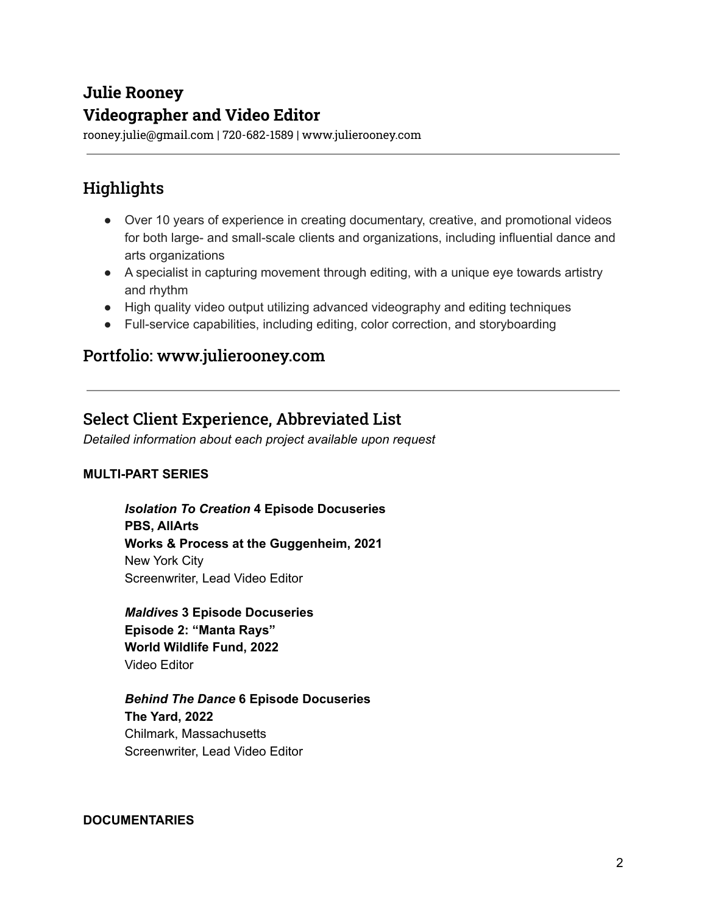# Julie Rooney
# Videographer and Video Editor

rooney.julie@gmail.com | 720-682-1589 | www.julierooney.com

---

## Highlights

- Over 10 years of experience in creating documentary, creative, and promotional videos for both large- and small-scale clients and organizations, including influential dance and arts organizations
- A specialist in capturing movement through editing, with a unique eye towards artistry and rhythm
- High quality video output utilizing advanced videography and editing techniques
- Full-service capabilities, including editing, color correction, and storyboarding

## Portfolio: www.julierooney.com

---

## Select Client Experience, Abbreviated List

*Detailed information about each project available upon request*

**MULTI-PART SERIES**

***Isolation To Creation* 4 Episode Docuseries**
**PBS, AllArts**
**Works & Process at the Guggenheim, 2021**
New York City
Screenwriter, Lead Video Editor

***Maldives* 3 Episode Docuseries**
**Episode 2: "Manta Rays"**
**World Wildlife Fund, 2022**
Video Editor

***Behind The Dance* 6 Episode Docuseries**
**The Yard, 2022**
Chilmark, Massachusetts
Screenwriter, Lead Video Editor

**DOCUMENTARIES**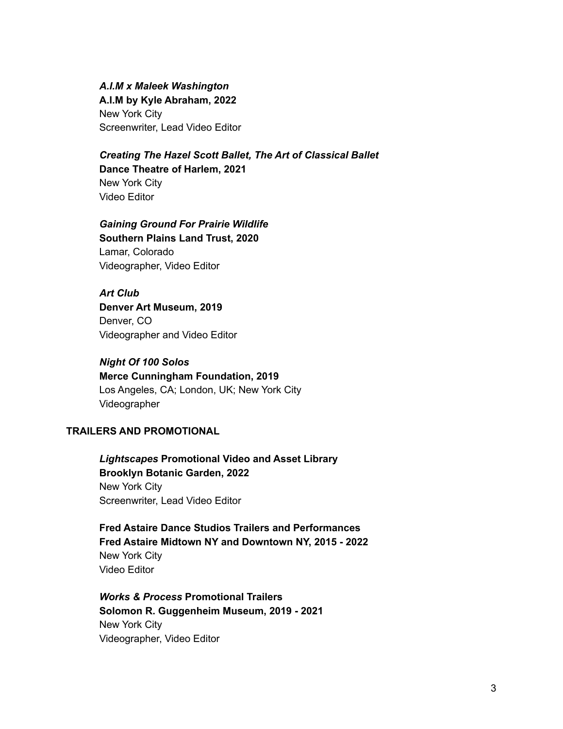***A.I.M x Maleek Washington***
**A.I.M by Kyle Abraham, 2022**
New York City
Screenwriter, Lead Video Editor

***Creating The Hazel Scott Ballet, The Art of Classical Ballet***
**Dance Theatre of Harlem, 2021**
New York City
Video Editor

***Gaining Ground For Prairie Wildlife***
**Southern Plains Land Trust, 2020**
Lamar, Colorado
Videographer, Video Editor

***Art Club***
**Denver Art Museum, 2019**
Denver, CO
Videographer and Video Editor

***Night Of 100 Solos***
**Merce Cunningham Foundation, 2019**
Los Angeles, CA; London, UK; New York City
Videographer

## TRAILERS AND PROMOTIONAL

***Lightscapes* Promotional Video and Asset Library**
**Brooklyn Botanic Garden, 2022**
New York City
Screenwriter, Lead Video Editor

**Fred Astaire Dance Studios Trailers and Performances**
**Fred Astaire Midtown NY and Downtown NY, 2015 - 2022**
New York City
Video Editor

***Works & Process* Promotional Trailers**
**Solomon R. Guggenheim Museum, 2019 - 2021**
New York City
Videographer, Video Editor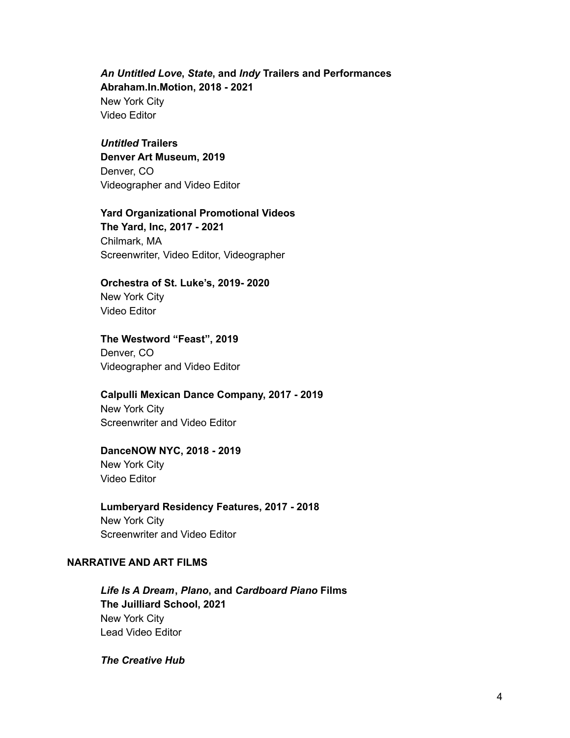***An Untitled Love*, *State*, and *Indy* Trailers and Performances**
**Abraham.In.Motion, 2018 - 2021**
New York City
Video Editor

***Untitled* Trailers**
**Denver Art Museum, 2019**
Denver, CO
Videographer and Video Editor

**Yard Organizational Promotional Videos**
**The Yard, Inc, 2017 - 2021**
Chilmark, MA
Screenwriter, Video Editor, Videographer

**Orchestra of St. Luke's, 2019- 2020**
New York City
Video Editor

**The Westword "Feast", 2019**
Denver, CO
Videographer and Video Editor

**Calpulli Mexican Dance Company, 2017 - 2019**
New York City
Screenwriter and Video Editor

**DanceNOW NYC, 2018 - 2019**
New York City
Video Editor

**Lumberyard Residency Features, 2017 - 2018**
New York City
Screenwriter and Video Editor

## NARRATIVE AND ART FILMS

***Life Is A Dream*, *Plano*, and *Cardboard Piano* Films**
**The Juilliard School, 2021**
New York City
Lead Video Editor

***The Creative Hub***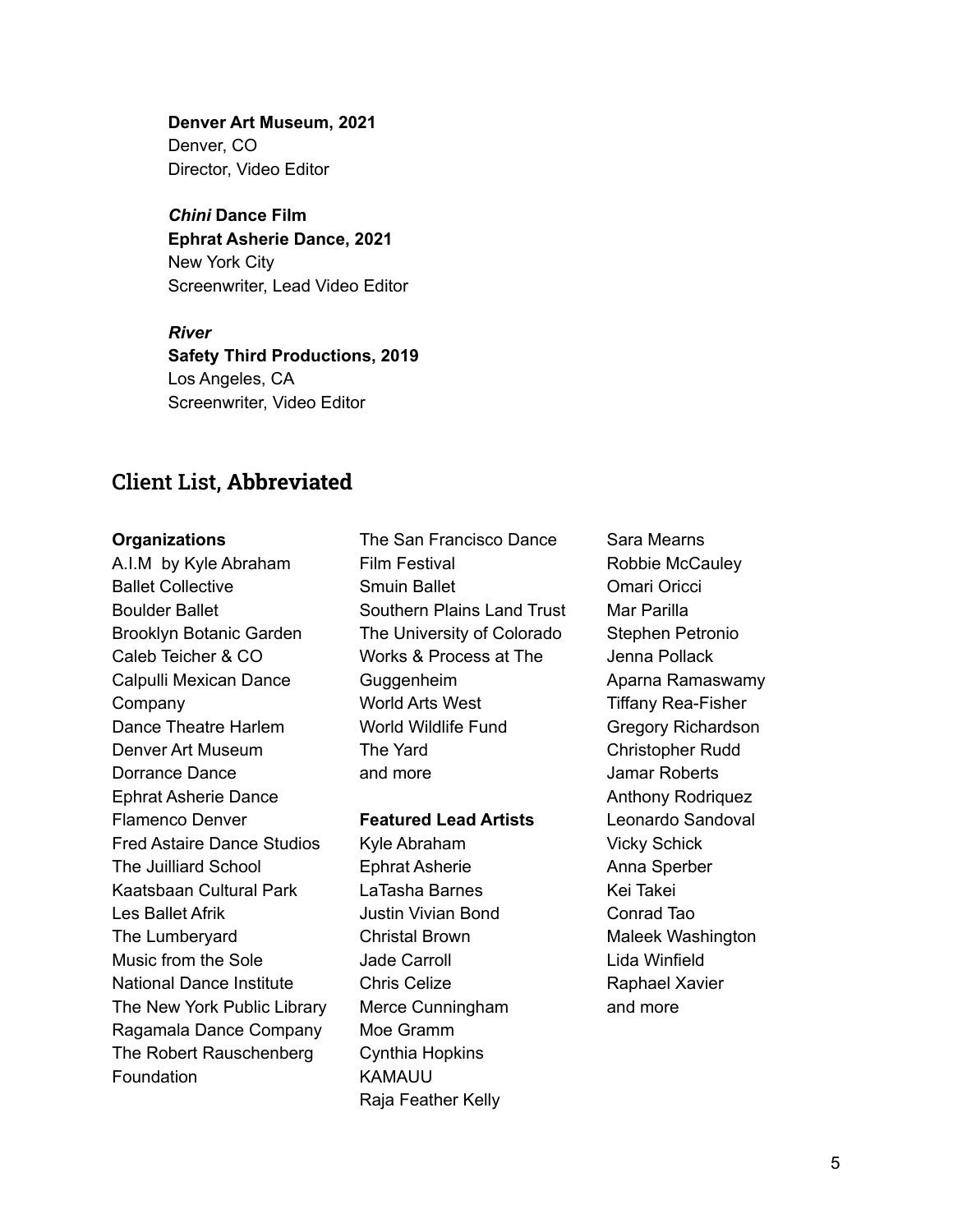**Denver Art Museum, 2021**
Denver, CO
Director, Video Editor

***Chini*** **Dance Film**
**Ephrat Asherie Dance, 2021**
New York City
Screenwriter, Lead Video Editor

***River***
**Safety Third Productions, 2019**
Los Angeles, CA
Screenwriter, Video Editor

## Client List, **Abbreviated**

**Organizations**
A.I.M by Kyle Abraham
Ballet Collective
Boulder Ballet
Brooklyn Botanic Garden
Caleb Teicher & CO
Calpulli Mexican Dance Company
Dance Theatre Harlem
Denver Art Museum
Dorrance Dance
Ephrat Asherie Dance
Flamenco Denver
Fred Astaire Dance Studios
The Juilliard School
Kaatsbaan Cultural Park
Les Ballet Afrik
The Lumberyard
Music from the Sole
National Dance Institute
The New York Public Library
Ragamala Dance Company
The Robert Rauschenberg Foundation
The San Francisco Dance Film Festival
Smuin Ballet
Southern Plains Land Trust
The University of Colorado
Works & Process at The Guggenheim
World Arts West
World Wildlife Fund
The Yard
and more

**Featured Lead Artists**
Kyle Abraham
Ephrat Asherie
LaTasha Barnes
Justin Vivian Bond
Christal Brown
Jade Carroll
Chris Celize
Merce Cunningham
Moe Gramm
Cynthia Hopkins
KAMAUU
Raja Feather Kelly
Sara Mearns
Robbie McCauley
Omari Oricci
Mar Parilla
Stephen Petronio
Jenna Pollack
Aparna Ramaswamy
Tiffany Rea-Fisher
Gregory Richardson
Christopher Rudd
Jamar Roberts
Anthony Rodriquez
Leonardo Sandoval
Vicky Schick
Anna Sperber
Kei Takei
Conrad Tao
Maleek Washington
Lida Winfield
Raphael Xavier
and more